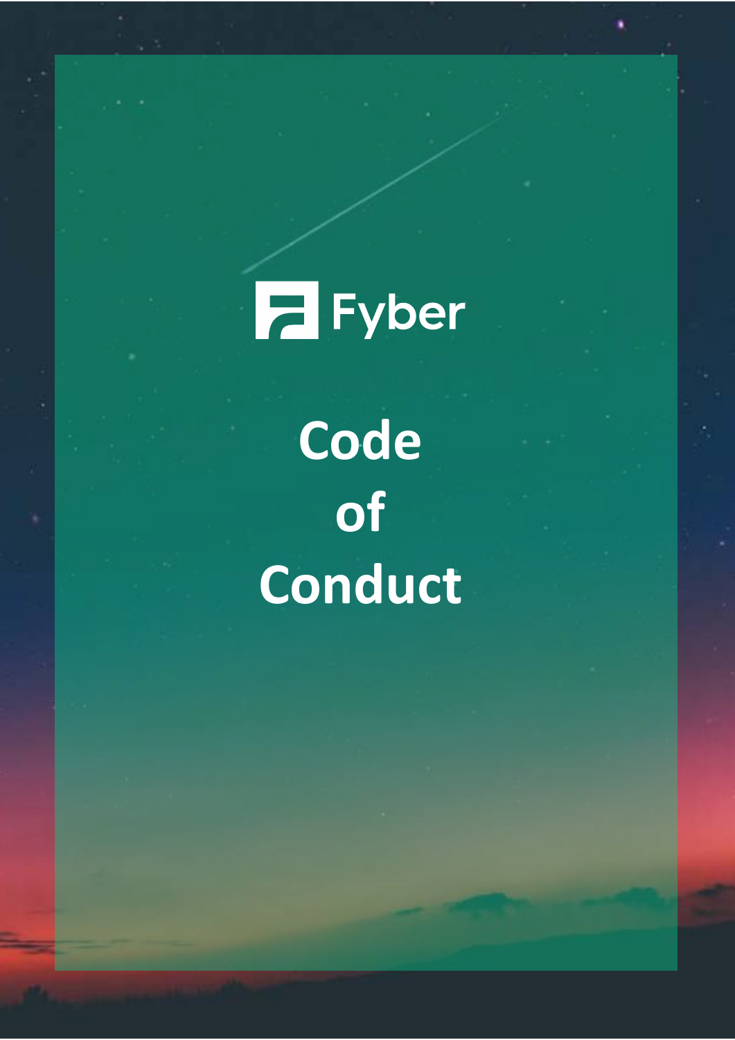Fyber

# Code of Conduct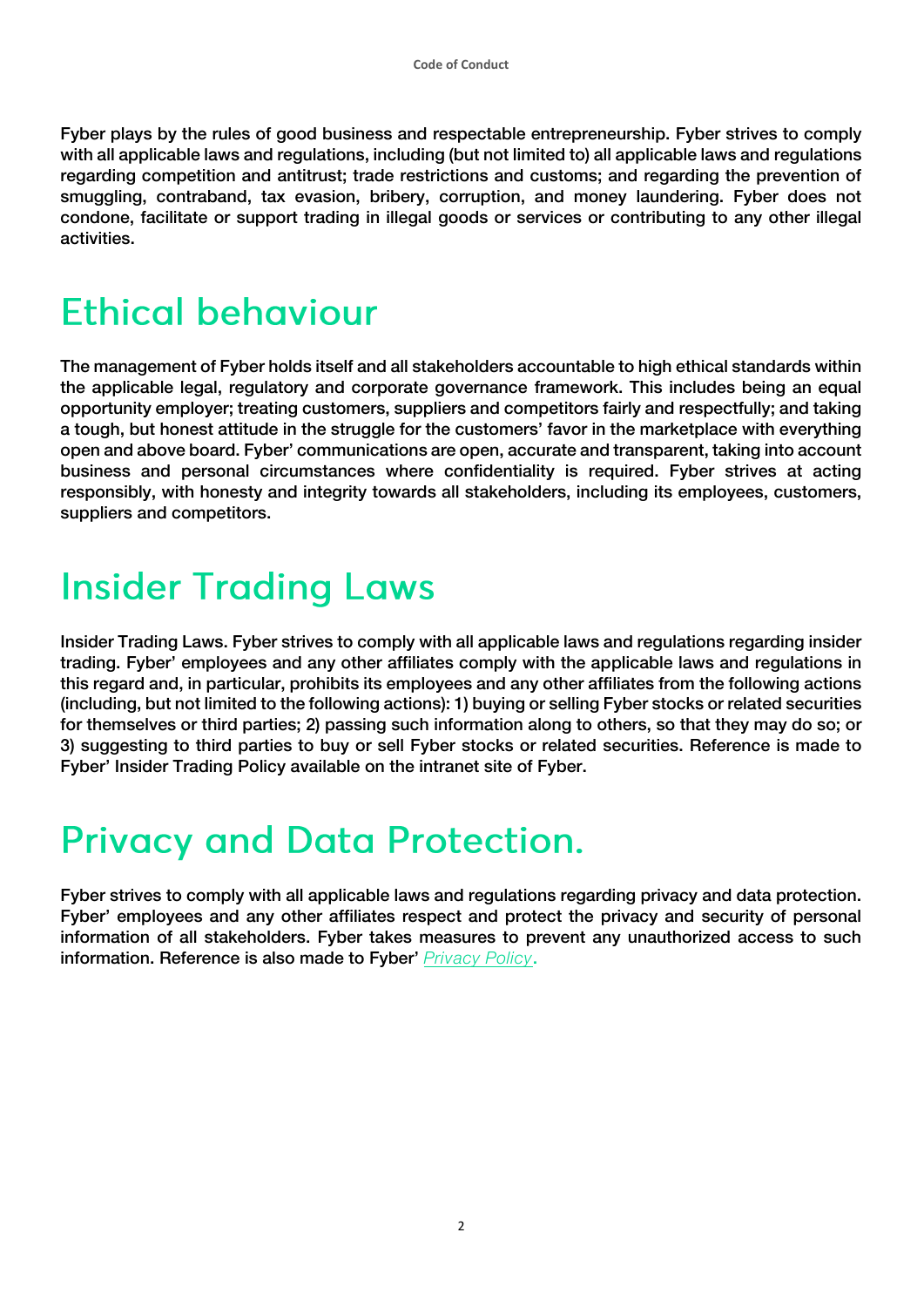Fyber plays by the rules of good business and respectable entrepreneurship. Fyber strives to comply with all applicable laws and regulations, including (but not limited to) all applicable laws and regulations regarding competition and antitrust; trade restrictions and customs; and regarding the prevention of smuggling, contraband, tax evasion, bribery, corruption, and money laundering. Fyber does not condone, facilitate or support trading in illegal goods or services or contributing to any other illegal activities.

# Ethical behaviour

The management of Fyber holds itself and all stakeholders accountable to high ethical standards within the applicable legal, regulatory and corporate governance framework. This includes being an equal opportunity employer; treating customers, suppliers and competitors fairly and respectfully; and taking a tough, but honest attitude in the struggle for the customers' favor in the marketplace with everything open and above board. Fyber' communications are open, accurate and transparent, taking into account business and personal circumstances where confidentiality is required. Fyber strives at acting responsibly, with honesty and integrity towards all stakeholders, including its employees, customers, suppliers and competitors.

# Insider Trading Laws

Insider Trading Laws. Fyber strives to comply with all applicable laws and regulations regarding insider trading. Fyber' employees and any other affiliates comply with the applicable laws and regulations in this regard and, in particular, prohibits its employees and any other affiliates from the following actions (including, but not limited to the following actions): 1) buying or selling Fyber stocks or related securities for themselves or third parties; 2) passing such information along to others, so that they may do so; or 3) suggesting to third parties to buy or sell Fyber stocks or related securities. Reference is made to Fyber' Insider Trading Policy available on the intranet site of Fyber.

# Privacy and Data Protection.

Fyber strives to comply with all applicable laws and regulations regarding privacy and data protection. Fyber' employees and any other affiliates respect and protect the privacy and security of personal information of all stakeholders. Fyber takes measures to prevent any unauthorized access to such information. Reference is also made to Fyber' *Privacy Policy*.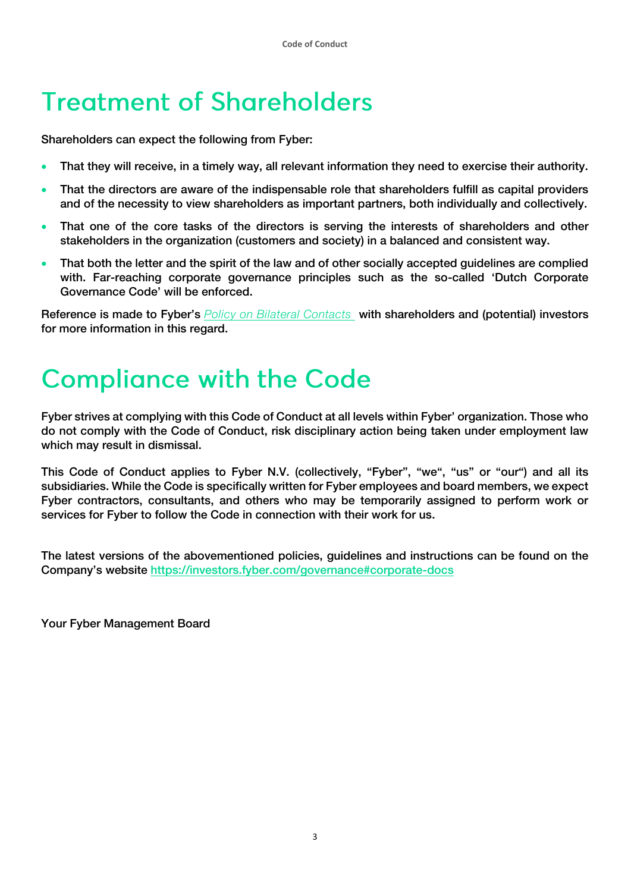# Treatment of Shareholders

Shareholders can expect the following from Fyber:

- That they will receive, in a timely way, all relevant information they need to exercise their authority.
- That the directors are aware of the indispensable role that shareholders fulfill as capital providers and of the necessity to view shareholders as important partners, both individually and collectively.
- That one of the core tasks of the directors is serving the interests of shareholders and other stakeholders in the organization (customers and society) in a balanced and consistent way.
- That both the letter and the spirit of the law and of other socially accepted guidelines are complied with. Far-reaching corporate governance principles such as the so-called 'Dutch Corporate Governance Code' will be enforced.

Reference is made to Fyber's *Policy on Bilateral Contacts* with shareholders and (potential) investors for more information in this regard.

# Compliance with the Code

Fyber strives at complying with this Code of Conduct at all levels within Fyber' organization. Those who do not comply with the Code of Conduct, risk disciplinary action being taken under employment law which may result in dismissal.

This Code of Conduct applies to Fyber N.V. (collectively, "Fyber", "we", "us" or "our") and all its subsidiaries. While the Code is specifically written for Fyber employees and board members, we expect Fyber contractors, consultants, and others who may be temporarily assigned to perform work or services for Fyber to follow the Code in connection with their work for us.

The latest versions of the abovementioned policies, guidelines and instructions can be found on the Company's website https://investors.fyber.com/governance#corporate-docs

Your Fyber Management Board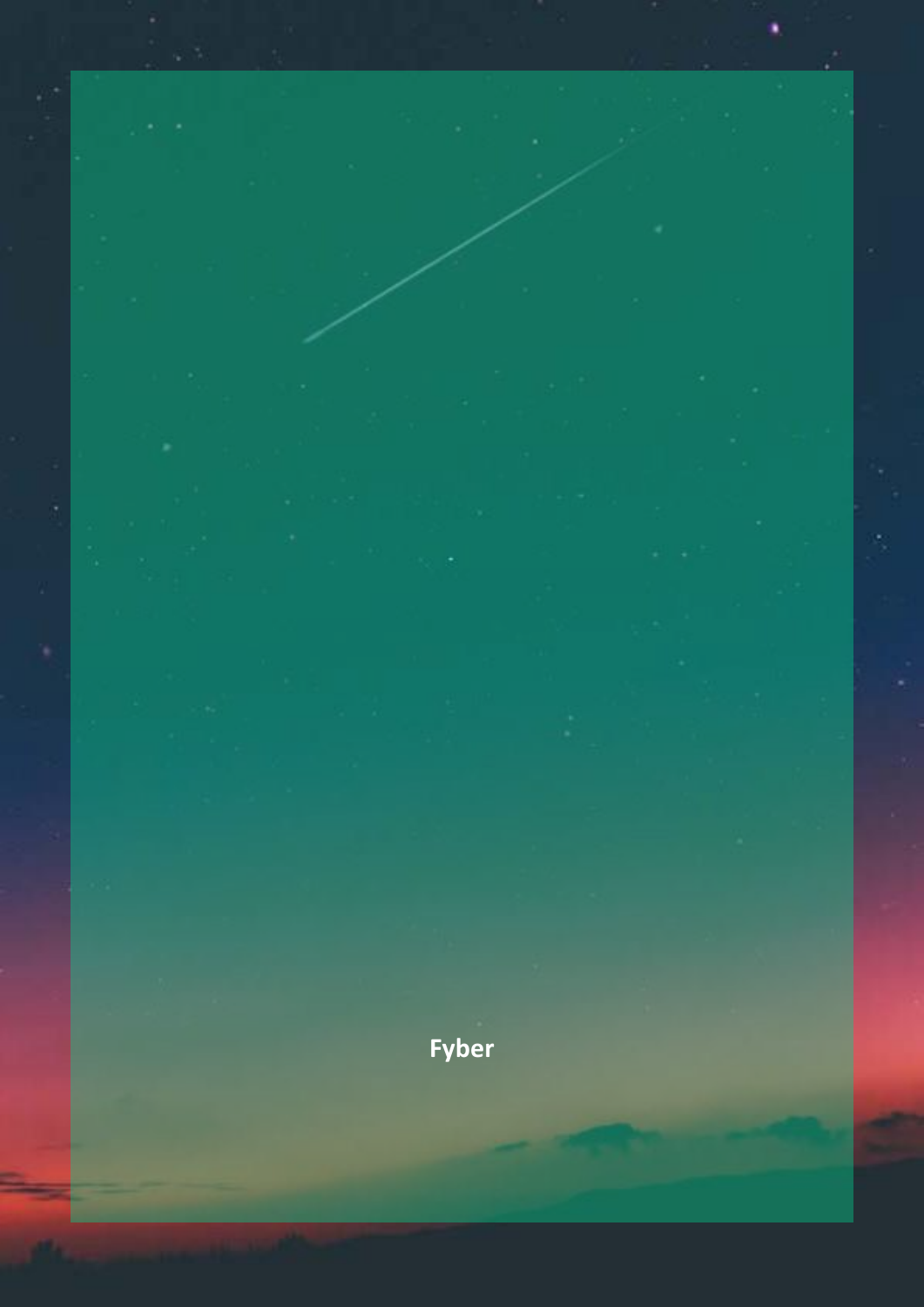**Fyber**